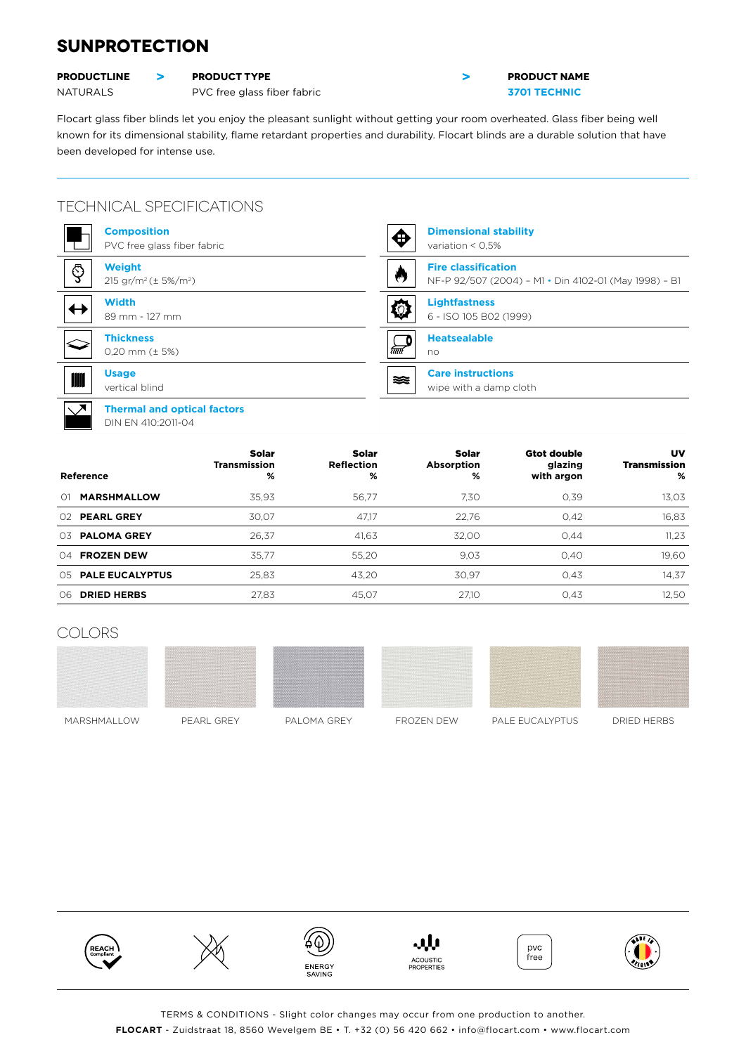# SUNPROTECTION

| PRODUCTLINE | > | PRODUCT TYPE | > | PRODUCT NAME |
|---|---|---|---|---|
| NATURALS | | PVC free glass fiber fabric | | 3701 TECHNIC |

Flocart glass fiber blinds let you enjoy the pleasant sunlight without getting your room overheated. Glass fiber being well known for its dimensional stability, flame retardant properties and durability. Flocart blinds are a durable solution that have been developed for intense use.

## TECHNICAL SPECIFICATIONS

**Composition**
PVC free glass fiber fabric

**Weight**
215 gr/m² (± 5%/m²)

**Width**
89 mm - 127 mm

**Thickness**
0,20 mm (± 5%)

**Usage**
vertical blind

**Thermal and optical factors**
DIN EN 410:2011-04

**Dimensional stability**
variation < 0,5%

**Fire classification**
NF-P 92/507 (2004) – M1 • Din 4102-01 (May 1998) – B1

**Lightfastness**
6 - ISO 105 B02 (1999)

**Heatsealable**
no

**Care instructions**
wipe with a damp cloth

| Reference | Solar Transmission % | Solar Reflection % | Solar Absorption % | Gtot double glazing with argon | UV Transmission % |
|---|---|---|---|---|---|
| 01 **MARSHMALLOW** | 35,93 | 56,77 | 7,30 | 0,39 | 13,03 |
| 02 **PEARL GREY** | 30,07 | 47,17 | 22,76 | 0,42 | 16,83 |
| 03 **PALOMA GREY** | 26,37 | 41,63 | 32,00 | 0,44 | 11,23 |
| 04 **FROZEN DEW** | 35,77 | 55,20 | 9,03 | 0,40 | 19,60 |
| 05 **PALE EUCALYPTUS** | 25,83 | 43,20 | 30,97 | 0,43 | 14,37 |
| 06 **DRIED HERBS** | 27,83 | 45,07 | 27,10 | 0,43 | 12,50 |

## COLORS

MARSHMALLOW — PEARL GREY — PALOMA GREY — FROZEN DEW — PALE EUCALYPTUS — DRIED HERBS

REACH Compliant — ENERGY SAVING — ACOUSTIC PROPERTIES — pvc free — MADE IN BELGIUM

TERMS & CONDITIONS - Slight color changes may occur from one production to another.

**FLOCART** - Zuidstraat 18, 8560 Wevelgem BE • T. +32 (0) 56 420 662 • info@flocart.com • www.flocart.com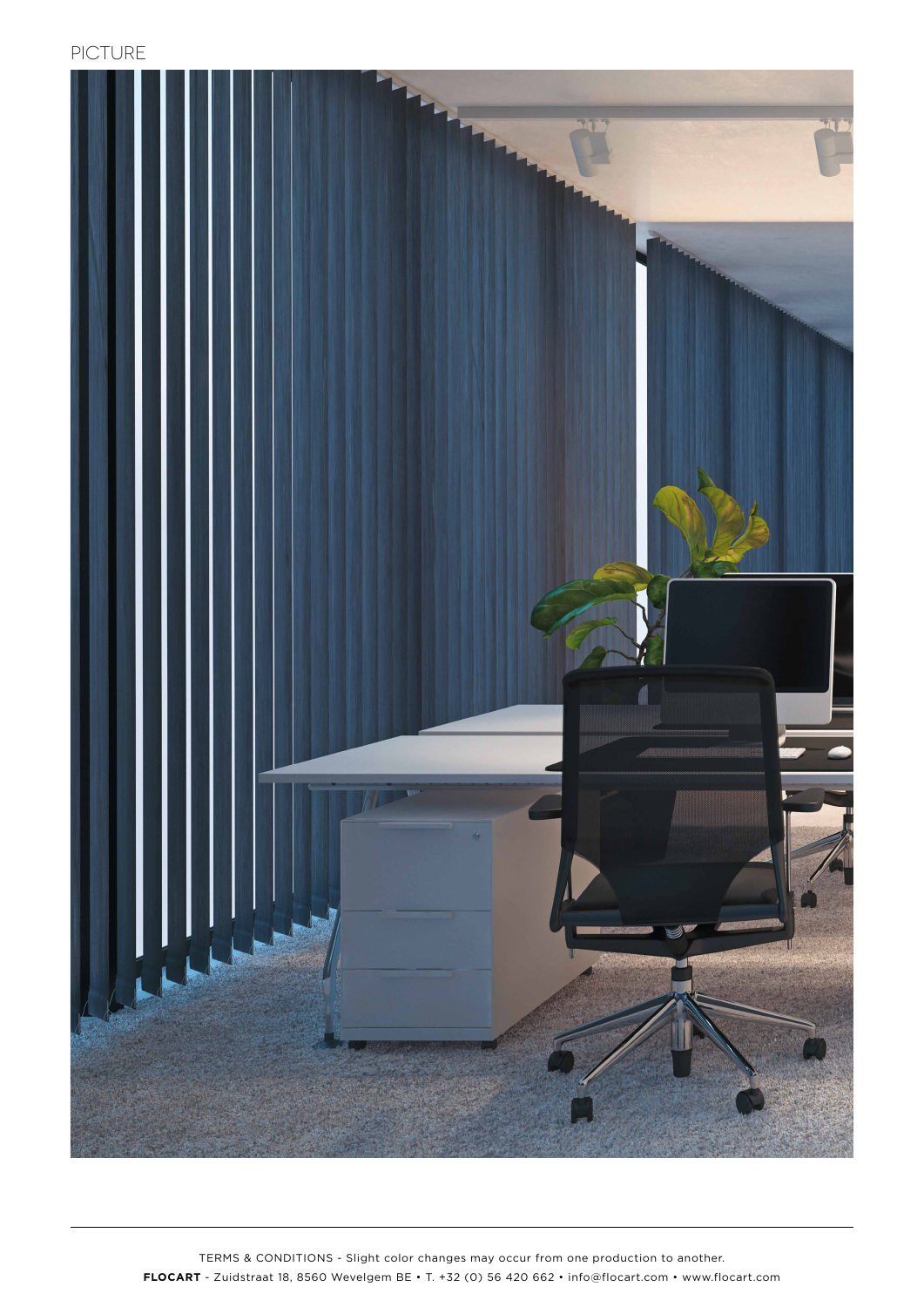PICTURE

TERMS & CONDITIONS - Slight color changes may occur from one production to another.

**FLOCART** - Zuidstraat 18, 8560 Wevelgem BE • T. +32 (0) 56 420 662 • info@flocart.com • www.flocart.com